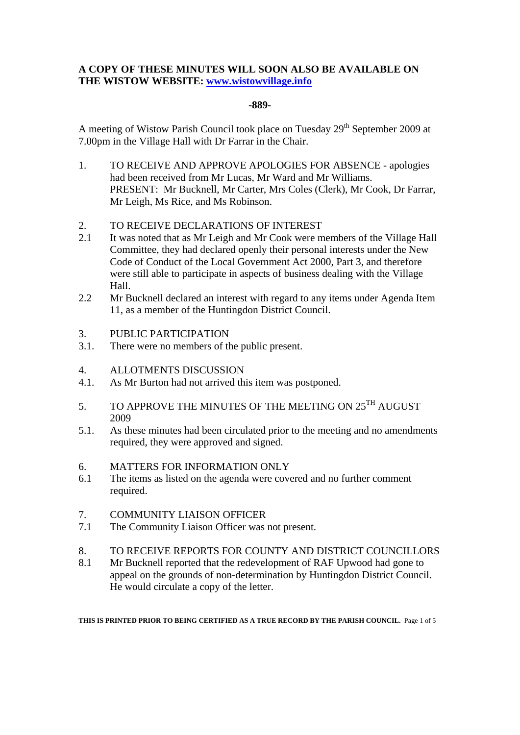**A COPY OF THESE MINUTES WILL SOON ALSO BE AVAILABLE ON THE WISTOW WEBSITE: [www.wistowvillage.info](http://www.wistowvillage.info)**

**-889-**

A meeting of Wistow Parish Council took place on Tuesday 29th September 2009 at 7.00pm in the Village Hall with Dr Farrar in the Chair.

1. TO RECEIVE AND APPROVE APOLOGIES FOR ABSENCE - apologies had been received from Mr Lucas, Mr Ward and Mr Williams.
   PRESENT: Mr Bucknell, Mr Carter, Mrs Coles (Clerk), Mr Cook, Dr Farrar, Mr Leigh, Ms Rice, and Ms Robinson.

2. TO RECEIVE DECLARATIONS OF INTEREST

2.1 It was noted that as Mr Leigh and Mr Cook were members of the Village Hall Committee, they had declared openly their personal interests under the New Code of Conduct of the Local Government Act 2000, Part 3, and therefore were still able to participate in aspects of business dealing with the Village Hall.

2.2 Mr Bucknell declared an interest with regard to any items under Agenda Item 11, as a member of the Huntingdon District Council.

3. PUBLIC PARTICIPATION

3.1. There were no members of the public present.

4. ALLOTMENTS DISCUSSION

4.1. As Mr Burton had not arrived this item was postponed.

5. TO APPROVE THE MINUTES OF THE MEETING ON 25TH AUGUST 2009

5.1. As these minutes had been circulated prior to the meeting and no amendments required, they were approved and signed.

6. MATTERS FOR INFORMATION ONLY

6.1 The items as listed on the agenda were covered and no further comment required.

7. COMMUNITY LIAISON OFFICER

7.1 The Community Liaison Officer was not present.

8. TO RECEIVE REPORTS FOR COUNTY AND DISTRICT COUNCILLORS

8.1 Mr Bucknell reported that the redevelopment of RAF Upwood had gone to appeal on the grounds of non-determination by Huntingdon District Council. He would circulate a copy of the letter.

**THIS IS PRINTED PRIOR TO BEING CERTIFIED AS A TRUE RECORD BY THE PARISH COUNCIL.**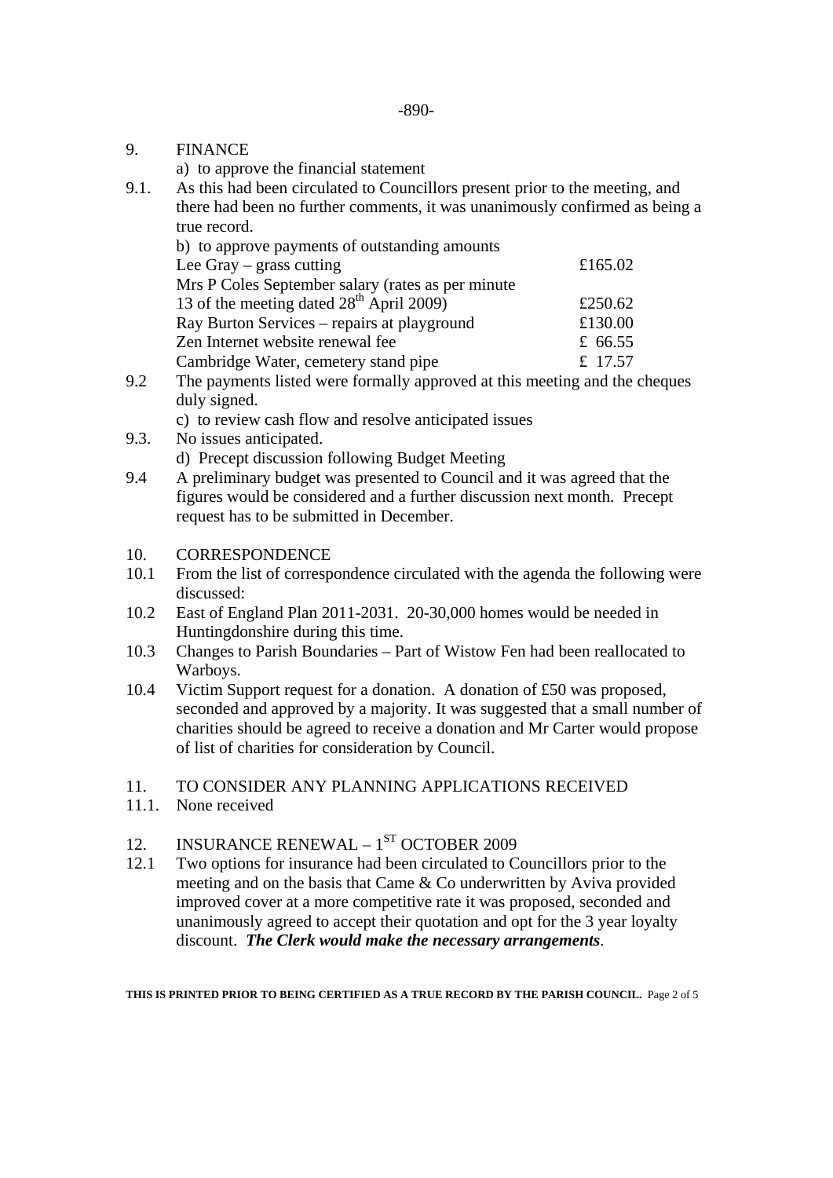-890-

9. FINANCE

a) to approve the financial statement

9.1. As this had been circulated to Councillors present prior to the meeting, and there had been no further comments, it was unanimously confirmed as being a true record.

b) to approve payments of outstanding amounts

| | |
|---|---|
| Lee Gray – grass cutting | £165.02 |
| Mrs P Coles September salary (rates as per minute 13 of the meeting dated 28th April 2009) | £250.62 |
| Ray Burton Services – repairs at playground | £130.00 |
| Zen Internet website renewal fee | £ 66.55 |
| Cambridge Water, cemetery stand pipe | £ 17.57 |

9.2 The payments listed were formally approved at this meeting and the cheques duly signed.

c) to review cash flow and resolve anticipated issues

9.3. No issues anticipated.

d) Precept discussion following Budget Meeting

9.4 A preliminary budget was presented to Council and it was agreed that the figures would be considered and a further discussion next month. Precept request has to be submitted in December.

10. CORRESPONDENCE

10.1 From the list of correspondence circulated with the agenda the following were discussed:

10.2 East of England Plan 2011-2031. 20-30,000 homes would be needed in Huntingdonshire during this time.

10.3 Changes to Parish Boundaries – Part of Wistow Fen had been reallocated to Warboys.

10.4 Victim Support request for a donation. A donation of £50 was proposed, seconded and approved by a majority. It was suggested that a small number of charities should be agreed to receive a donation and Mr Carter would propose of list of charities for consideration by Council.

11. TO CONSIDER ANY PLANNING APPLICATIONS RECEIVED

11.1. None received

12. INSURANCE RENEWAL – 1ST OCTOBER 2009

12.1 Two options for insurance had been circulated to Councillors prior to the meeting and on the basis that Came & Co underwritten by Aviva provided improved cover at a more competitive rate it was proposed, seconded and unanimously agreed to accept their quotation and opt for the 3 year loyalty discount. ***The Clerk would make the necessary arrangements***.

**THIS IS PRINTED PRIOR TO BEING CERTIFIED AS A TRUE RECORD BY THE PARISH COUNCIL.**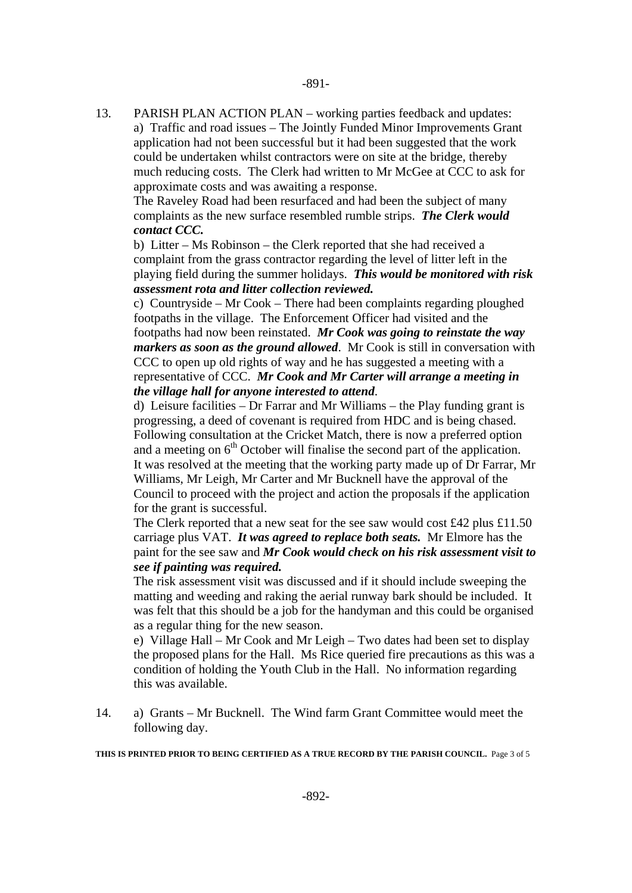13. PARISH PLAN ACTION PLAN – working parties feedback and updates:

a) Traffic and road issues – The Jointly Funded Minor Improvements Grant application had not been successful but it had been suggested that the work could be undertaken whilst contractors were on site at the bridge, thereby much reducing costs. The Clerk had written to Mr McGee at CCC to ask for approximate costs and was awaiting a response.

The Raveley Road had been resurfaced and had been the subject of many complaints as the new surface resembled rumble strips. ***The Clerk would contact CCC.***

b) Litter – Ms Robinson – the Clerk reported that she had received a complaint from the grass contractor regarding the level of litter left in the playing field during the summer holidays. ***This would be monitored with risk assessment rota and litter collection reviewed.***

c) Countryside – Mr Cook – There had been complaints regarding ploughed footpaths in the village. The Enforcement Officer had visited and the footpaths had now been reinstated. ***Mr Cook was going to reinstate the way markers as soon as the ground allowed***. Mr Cook is still in conversation with CCC to open up old rights of way and he has suggested a meeting with a representative of CCC. ***Mr Cook and Mr Carter will arrange a meeting in the village hall for anyone interested to attend***.

d) Leisure facilities – Dr Farrar and Mr Williams – the Play funding grant is progressing, a deed of covenant is required from HDC and is being chased. Following consultation at the Cricket Match, there is now a preferred option and a meeting on 6th October will finalise the second part of the application. It was resolved at the meeting that the working party made up of Dr Farrar, Mr Williams, Mr Leigh, Mr Carter and Mr Bucknell have the approval of the Council to proceed with the project and action the proposals if the application for the grant is successful.

The Clerk reported that a new seat for the see saw would cost £42 plus £11.50 carriage plus VAT. ***It was agreed to replace both seats.*** Mr Elmore has the paint for the see saw and ***Mr Cook would check on his risk assessment visit to see if painting was required.***

The risk assessment visit was discussed and if it should include sweeping the matting and weeding and raking the aerial runway bark should be included. It was felt that this should be a job for the handyman and this could be organised as a regular thing for the new season.

e) Village Hall – Mr Cook and Mr Leigh – Two dates had been set to display the proposed plans for the Hall. Ms Rice queried fire precautions as this was a condition of holding the Youth Club in the Hall. No information regarding this was available.

14. a) Grants – Mr Bucknell. The Wind farm Grant Committee would meet the following day.

**THIS IS PRINTED PRIOR TO BEING CERTIFIED AS A TRUE RECORD BY THE PARISH COUNCIL.**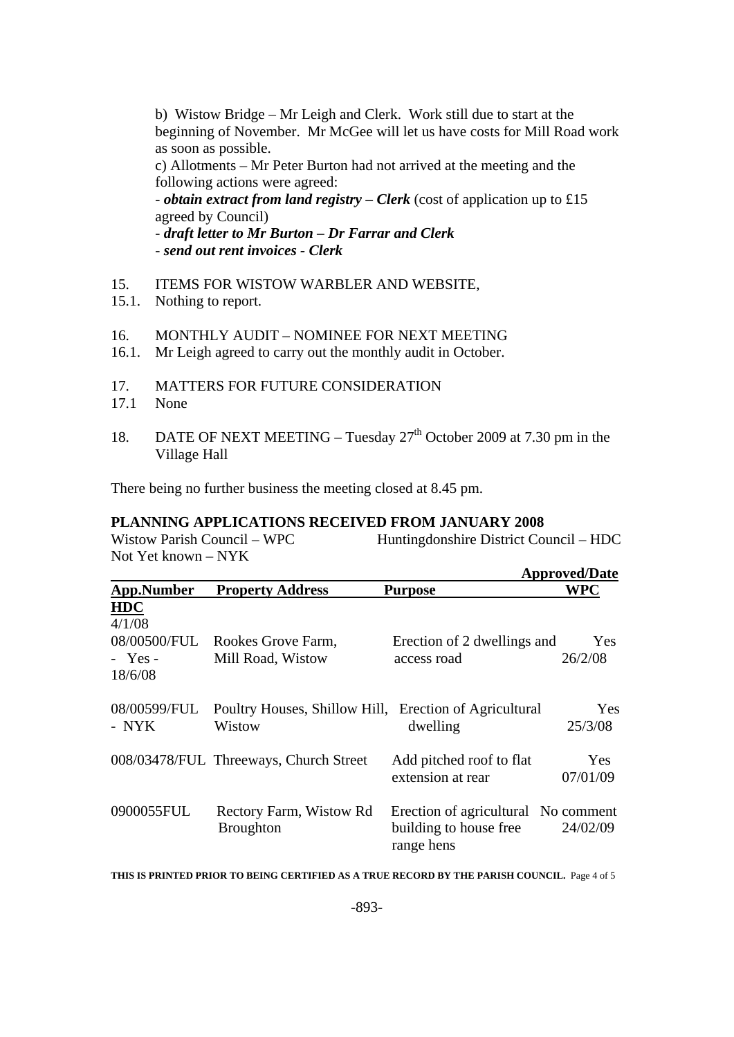b) Wistow Bridge – Mr Leigh and Clerk. Work still due to start at the beginning of November. Mr McGee will let us have costs for Mill Road work as soon as possible.

c) Allotments – Mr Peter Burton had not arrived at the meeting and the following actions were agreed:

- ***obtain extract from land registry – Clerk*** (cost of application up to £15 agreed by Council)
- ***draft letter to Mr Burton – Dr Farrar and Clerk***
- ***send out rent invoices - Clerk***

15. ITEMS FOR WISTOW WARBLER AND WEBSITE,

15.1. Nothing to report.

16. MONTHLY AUDIT – NOMINEE FOR NEXT MEETING

16.1. Mr Leigh agreed to carry out the monthly audit in October.

17. MATTERS FOR FUTURE CONSIDERATION

17.1 None

18. DATE OF NEXT MEETING – Tuesday 27th October 2009 at 7.30 pm in the Village Hall

There being no further business the meeting closed at 8.45 pm.

**PLANNING APPLICATIONS RECEIVED FROM JANUARY 2008**

Wistow Parish Council – WPC Huntingdonshire District Council – HDC
Not Yet known – NYK

| App.Number HDC | Property Address | Purpose | Approved/Date WPC |
|---|---|---|---|
| 4/1/08 | | | |
| 08/00500/FUL - Yes - 18/6/08 | Rookes Grove Farm, Mill Road, Wistow | Erection of 2 dwellings and access road | Yes 26/2/08 |
| 08/00599/FUL - NYK | Poultry Houses, Shillow Hill, Wistow | Erection of Agricultural dwelling | Yes 25/3/08 |
| 008/03478/FUL | Threeways, Church Street | Add pitched roof to flat extension at rear | Yes 07/01/09 |
| 0900055FUL | Rectory Farm, Wistow Rd Broughton | Erection of agricultural building to house free range hens | No comment 24/02/09 |

**THIS IS PRINTED PRIOR TO BEING CERTIFIED AS A TRUE RECORD BY THE PARISH COUNCIL.**

-893-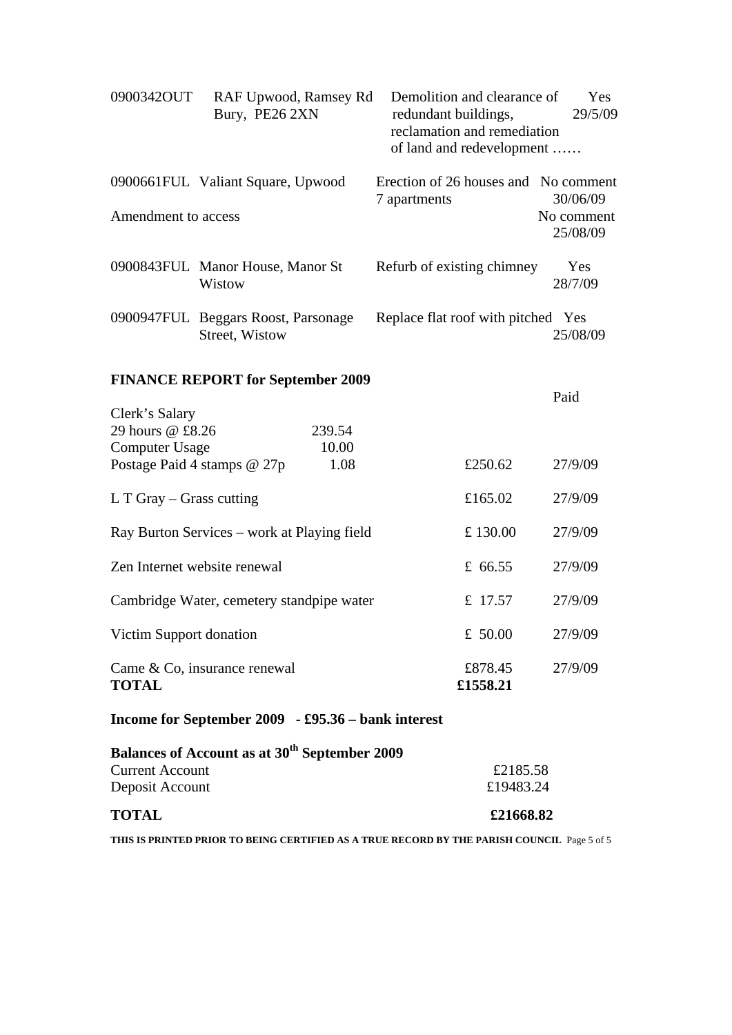| | | | |
|---|---|---|---|
| 0900342OUT | RAF Upwood, Ramsey Rd Bury, PE26 2XN | Demolition and clearance of redundant buildings, reclamation and remediation of land and redevelopment …… | Yes 29/5/09 |
| 0900661FUL | Valiant Square, Upwood | Erection of 26 houses and 7 apartments | No comment 30/06/09 |
| Amendment to access | | | No comment 25/08/09 |
| 0900843FUL | Manor House, Manor St Wistow | Refurb of existing chimney | Yes 28/7/09 |
| 0900947FUL | Beggars Roost, Parsonage Street, Wistow | Replace flat roof with pitched | Yes 25/08/09 |

**FINANCE REPORT for September 2009**

| | | | Paid |
|---|---|---|---|
| Clerk's Salary | | | |
| 29 hours @ £8.26 | 239.54 | | |
| Computer Usage | 10.00 | | |
| Postage Paid 4 stamps @ 27p | 1.08 | £250.62 | 27/9/09 |
| L T Gray – Grass cutting | | £165.02 | 27/9/09 |
| Ray Burton Services – work at Playing field | | £ 130.00 | 27/9/09 |
| Zen Internet website renewal | | £ 66.55 | 27/9/09 |
| Cambridge Water, cemetery standpipe water | | £ 17.57 | 27/9/09 |
| Victim Support donation | | £ 50.00 | 27/9/09 |
| Came & Co, insurance renewal | | £878.45 | 27/9/09 |
| **TOTAL** | | **£1558.21** | |

**Income for September 2009 - £95.36 – bank interest**

**Balances of Account as at 30th September 2009**

| | |
|---|---|
| Current Account | £2185.58 |
| Deposit Account | £19483.24 |
| **TOTAL** | **£21668.82** |

**THIS IS PRINTED PRIOR TO BEING CERTIFIED AS A TRUE RECORD BY THE PARISH COUNCIL**